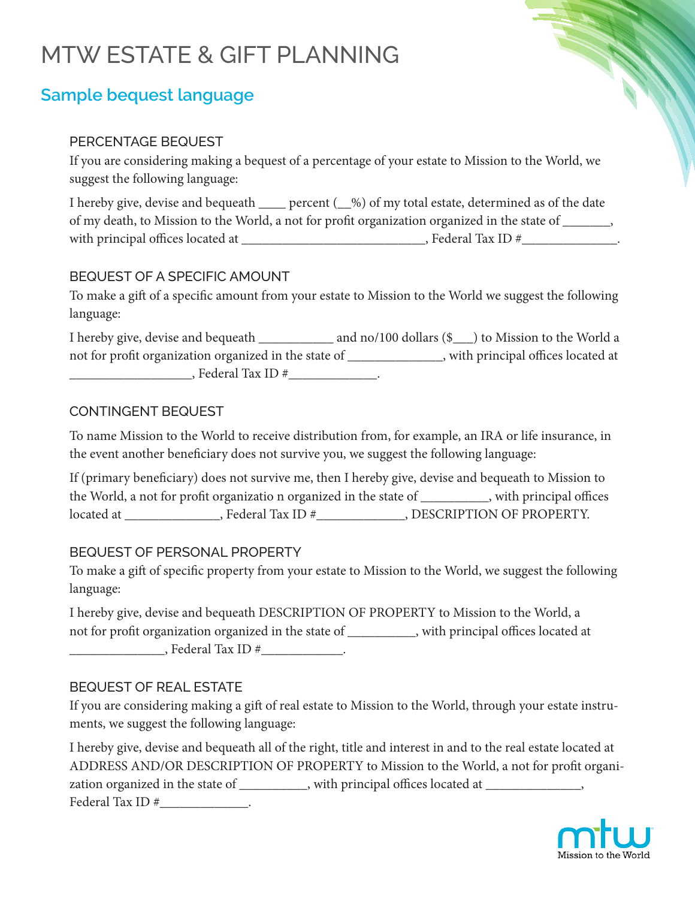# MTW ESTATE & GIFT PLANNING

## Sample bequest language

### PERCENTAGE BEQUEST

If you are considering making a bequest of a percentage of your estate to Mission to the World, we suggest the following language:

I hereby give, devise and bequeath ____ percent (__%) of my total estate, determined as of the date of my death, to Mission to the World, a not for profit organization organized in the state of _______, with principal offices located at ___________________________, Federal Tax ID #______________.

### BEQUEST OF A SPECIFIC AMOUNT

To make a gift of a specific amount from your estate to Mission to the World we suggest the following language:

I hereby give, devise and bequeath ___________ and no/100 dollars ($___) to Mission to the World a not for profit organization organized in the state of ______________, with principal offices located at __________________, Federal Tax ID #_____________.

### CONTINGENT BEQUEST

To name Mission to the World to receive distribution from, for example, an IRA or life insurance, in the event another beneficiary does not survive you, we suggest the following language:

If (primary beneficiary) does not survive me, then I hereby give, devise and bequeath to Mission to the World, a not for profit organizatio n organized in the state of __________, with principal offices located at ______________, Federal Tax ID #_____________, DESCRIPTION OF PROPERTY.

### BEQUEST OF PERSONAL PROPERTY

To make a gift of specific property from your estate to Mission to the World, we suggest the following language:

I hereby give, devise and bequeath DESCRIPTION OF PROPERTY to Mission to the World, a not for profit organization organized in the state of __________, with principal offices located at ______________, Federal Tax ID #____________.

### BEQUEST OF REAL ESTATE

If you are considering making a gift of real estate to Mission to the World, through your estate instruments, we suggest the following language:

I hereby give, devise and bequeath all of the right, title and interest in and to the real estate located at ADDRESS AND/OR DESCRIPTION OF PROPERTY to Mission to the World, a not for profit organization organized in the state of __________, with principal offices located at ______________, Federal Tax ID #_____________.

mtw
Mission to the World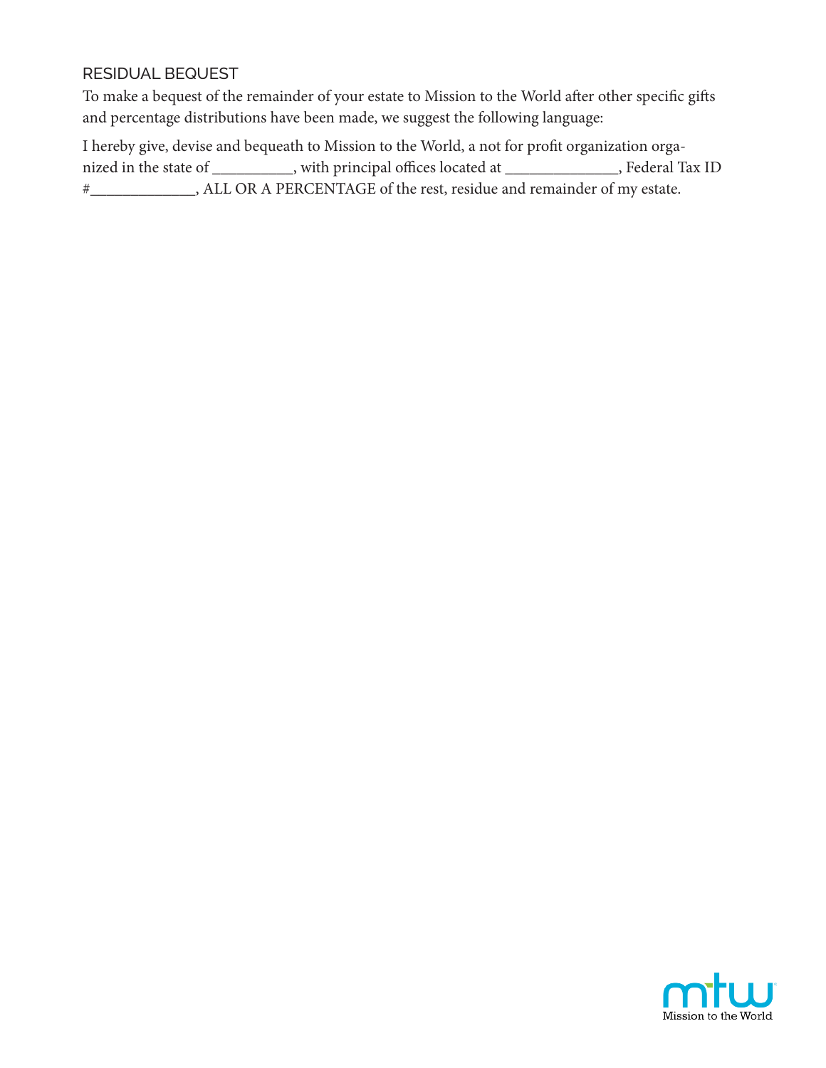## RESIDUAL BEQUEST

To make a bequest of the remainder of your estate to Mission to the World after other specific gifts and percentage distributions have been made, we suggest the following language:

I hereby give, devise and bequeath to Mission to the World, a not for profit organization organized in the state of __________, with principal offices located at ______________, Federal Tax ID #_____________, ALL OR A PERCENTAGE of the rest, residue and remainder of my estate.

mtw
Mission to the World